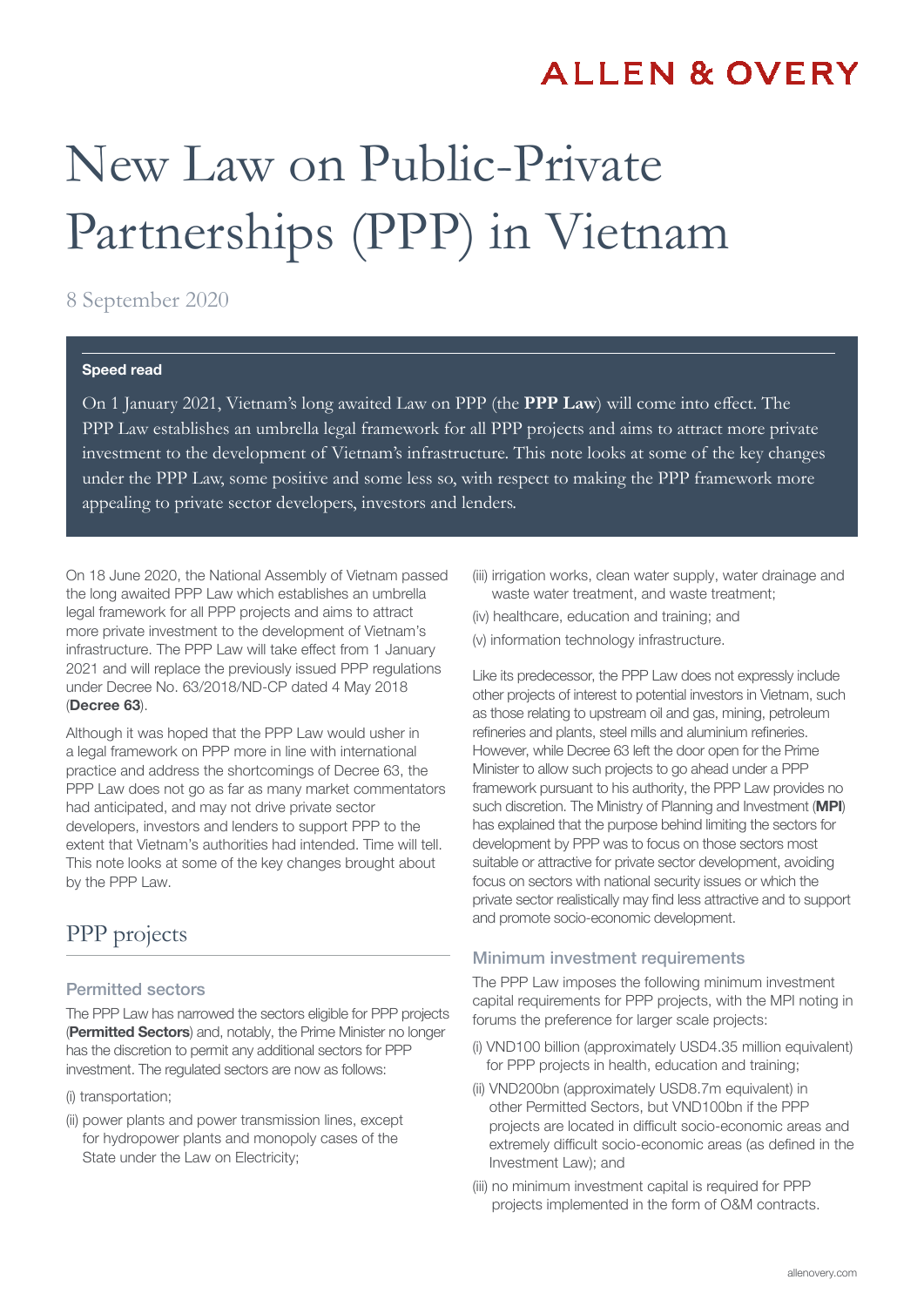# New Law on Public-Private Partnerships (PPP) in Vietnam

8 September 2020

**Speed read**

On 1 January 2021, Vietnam's long awaited Law on PPP (the **PPP Law**) will come into effect. The PPP Law establishes an umbrella legal framework for all PPP projects and aims to attract more private investment to the development of Vietnam's infrastructure. This note looks at some of the key changes under the PPP Law, some positive and some less so, with respect to making the PPP framework more appealing to private sector developers, investors and lenders.

On 18 June 2020, the National Assembly of Vietnam passed the long awaited PPP Law which establishes an umbrella legal framework for all PPP projects and aims to attract more private investment to the development of Vietnam's infrastructure. The PPP Law will take effect from 1 January 2021 and will replace the previously issued PPP regulations under Decree No. 63/2018/ND-CP dated 4 May 2018 (**Decree 63**).

Although it was hoped that the PPP Law would usher in a legal framework on PPP more in line with international practice and address the shortcomings of Decree 63, the PPP Law does not go as far as many market commentators had anticipated, and may not drive private sector developers, investors and lenders to support PPP to the extent that Vietnam's authorities had intended. Time will tell. This note looks at some of the key changes brought about by the PPP Law.

## PPP projects

### Permitted sectors

The PPP Law has narrowed the sectors eligible for PPP projects (**Permitted Sectors**) and, notably, the Prime Minister no longer has the discretion to permit any additional sectors for PPP investment. The regulated sectors are now as follows:

(i) transportation;

(ii) power plants and power transmission lines, except for hydropower plants and monopoly cases of the State under the Law on Electricity;

(iii) irrigation works, clean water supply, water drainage and waste water treatment, and waste treatment;

(iv) healthcare, education and training; and

(v) information technology infrastructure.

Like its predecessor, the PPP Law does not expressly include other projects of interest to potential investors in Vietnam, such as those relating to upstream oil and gas, mining, petroleum refineries and plants, steel mills and aluminium refineries. However, while Decree 63 left the door open for the Prime Minister to allow such projects to go ahead under a PPP framework pursuant to his authority, the PPP Law provides no such discretion. The Ministry of Planning and Investment (**MPI**) has explained that the purpose behind limiting the sectors for development by PPP was to focus on those sectors most suitable or attractive for private sector development, avoiding focus on sectors with national security issues or which the private sector realistically may find less attractive and to support and promote socio-economic development.

### Minimum investment requirements

The PPP Law imposes the following minimum investment capital requirements for PPP projects, with the MPI noting in forums the preference for larger scale projects:

(i) VND100 billion (approximately USD4.35 million equivalent) for PPP projects in health, education and training;

(ii) VND200bn (approximately USD8.7m equivalent) in other Permitted Sectors, but VND100bn if the PPP projects are located in difficult socio-economic areas and extremely difficult socio-economic areas (as defined in the Investment Law); and

(iii) no minimum investment capital is required for PPP projects implemented in the form of O&M contracts.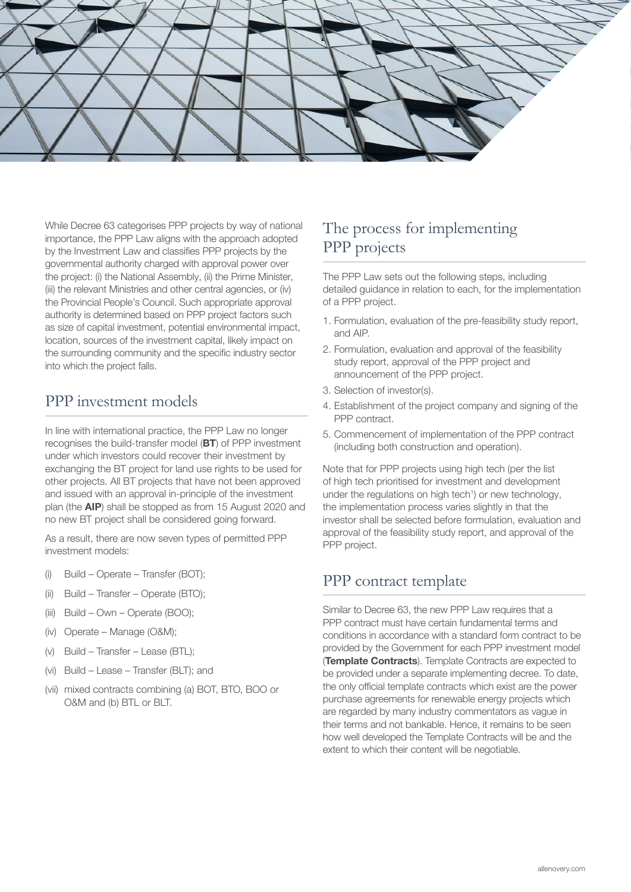While Decree 63 categorises PPP projects by way of national importance, the PPP Law aligns with the approach adopted by the Investment Law and classifies PPP projects by the governmental authority charged with approval power over the project: (i) the National Assembly, (ii) the Prime Minister, (iii) the relevant Ministries and other central agencies, or (iv) the Provincial People's Council. Such appropriate approval authority is determined based on PPP project factors such as size of capital investment, potential environmental impact, location, sources of the investment capital, likely impact on the surrounding community and the specific industry sector into which the project falls.

## PPP investment models

In line with international practice, the PPP Law no longer recognises the build-transfer model (**BT**) of PPP investment under which investors could recover their investment by exchanging the BT project for land use rights to be used for other projects. All BT projects that have not been approved and issued with an approval in-principle of the investment plan (the **AIP**) shall be stopped as from 15 August 2020 and no new BT project shall be considered going forward.

As a result, there are now seven types of permitted PPP investment models:

(i) Build – Operate – Transfer (BOT);

(ii) Build – Transfer – Operate (BTO);

(iii) Build – Own – Operate (BOO);

(iv) Operate – Manage (O&M);

(v) Build – Transfer – Lease (BTL);

(vi) Build – Lease – Transfer (BLT); and

(vii) mixed contracts combining (a) BOT, BTO, BOO or O&M and (b) BTL or BLT.

## The process for implementing PPP projects

The PPP Law sets out the following steps, including detailed guidance in relation to each, for the implementation of a PPP project.

1. Formulation, evaluation of the pre-feasibility study report, and AIP.
2. Formulation, evaluation and approval of the feasibility study report, approval of the PPP project and announcement of the PPP project.
3. Selection of investor(s).
4. Establishment of the project company and signing of the PPP contract.
5. Commencement of implementation of the PPP contract (including both construction and operation).

Note that for PPP projects using high tech (per the list of high tech prioritised for investment and development under the regulations on high tech[1]) or new technology, the implementation process varies slightly in that the investor shall be selected before formulation, evaluation and approval of the feasibility study report, and approval of the PPP project.

## PPP contract template

Similar to Decree 63, the new PPP Law requires that a PPP contract must have certain fundamental terms and conditions in accordance with a standard form contract to be provided by the Government for each PPP investment model (**Template Contracts**). Template Contracts are expected to be provided under a separate implementing decree. To date, the only official template contracts which exist are the power purchase agreements for renewable energy projects which are regarded by many industry commentators as vague in their terms and not bankable. Hence, it remains to be seen how well developed the Template Contracts will be and the extent to which their content will be negotiable.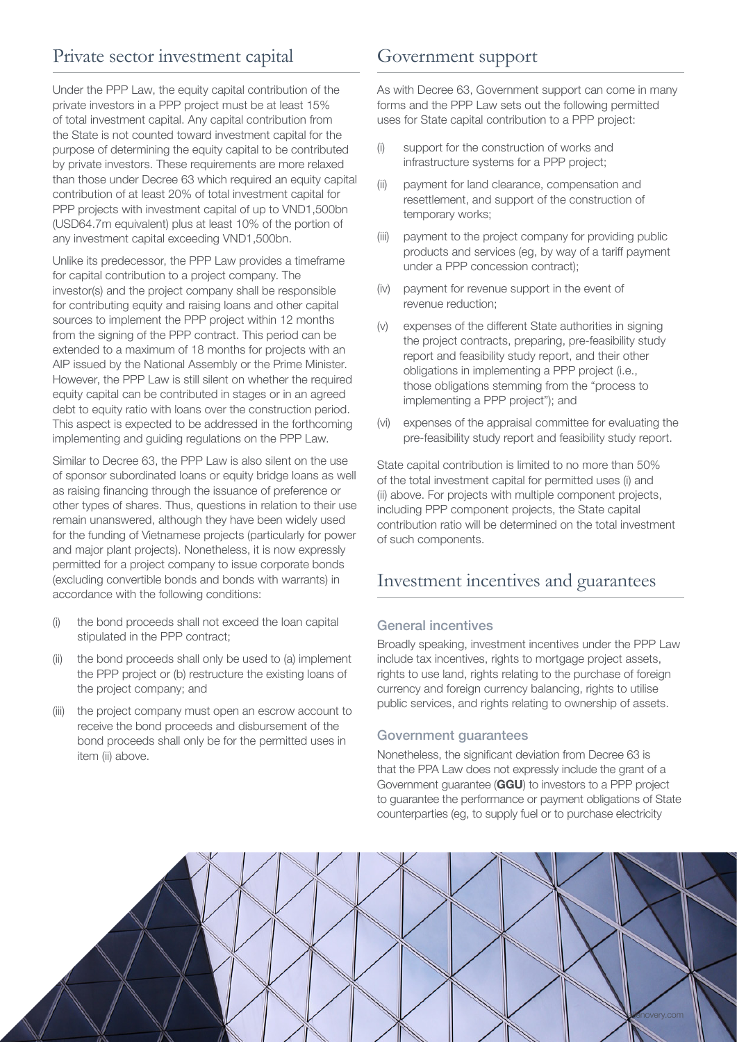## Private sector investment capital

Under the PPP Law, the equity capital contribution of the private investors in a PPP project must be at least 15% of total investment capital. Any capital contribution from the State is not counted toward investment capital for the purpose of determining the equity capital to be contributed by private investors. These requirements are more relaxed than those under Decree 63 which required an equity capital contribution of at least 20% of total investment capital for PPP projects with investment capital of up to VND1,500bn (USD64.7m equivalent) plus at least 10% of the portion of any investment capital exceeding VND1,500bn.

Unlike its predecessor, the PPP Law provides a timeframe for capital contribution to a project company. The investor(s) and the project company shall be responsible for contributing equity and raising loans and other capital sources to implement the PPP project within 12 months from the signing of the PPP contract. This period can be extended to a maximum of 18 months for projects with an AIP issued by the National Assembly or the Prime Minister. However, the PPP Law is still silent on whether the required equity capital can be contributed in stages or in an agreed debt to equity ratio with loans over the construction period. This aspect is expected to be addressed in the forthcoming implementing and guiding regulations on the PPP Law.

Similar to Decree 63, the PPP Law is also silent on the use of sponsor subordinated loans or equity bridge loans as well as raising financing through the issuance of preference or other types of shares. Thus, questions in relation to their use remain unanswered, although they have been widely used for the funding of Vietnamese projects (particularly for power and major plant projects). Nonetheless, it is now expressly permitted for a project company to issue corporate bonds (excluding convertible bonds and bonds with warrants) in accordance with the following conditions:

- (i) the bond proceeds shall not exceed the loan capital stipulated in the PPP contract;
- (ii) the bond proceeds shall only be used to (a) implement the PPP project or (b) restructure the existing loans of the project company; and
- (iii) the project company must open an escrow account to receive the bond proceeds and disbursement of the bond proceeds shall only be for the permitted uses in item (ii) above.

## Government support

As with Decree 63, Government support can come in many forms and the PPP Law sets out the following permitted uses for State capital contribution to a PPP project:

- (i) support for the construction of works and infrastructure systems for a PPP project;
- (ii) payment for land clearance, compensation and resettlement, and support of the construction of temporary works;
- (iii) payment to the project company for providing public products and services (eg, by way of a tariff payment under a PPP concession contract);
- (iv) payment for revenue support in the event of revenue reduction;
- (v) expenses of the different State authorities in signing the project contracts, preparing, pre-feasibility study report and feasibility study report, and their other obligations in implementing a PPP project (i.e., those obligations stemming from the "process to implementing a PPP project"); and
- (vi) expenses of the appraisal committee for evaluating the pre-feasibility study report and feasibility study report.

State capital contribution is limited to no more than 50% of the total investment capital for permitted uses (i) and (ii) above. For projects with multiple component projects, including PPP component projects, the State capital contribution ratio will be determined on the total investment of such components.

## Investment incentives and guarantees

### General incentives

Broadly speaking, investment incentives under the PPP Law include tax incentives, rights to mortgage project assets, rights to use land, rights relating to the purchase of foreign currency and foreign currency balancing, rights to utilise public services, and rights relating to ownership of assets.

### Government guarantees

Nonetheless, the significant deviation from Decree 63 is that the PPA Law does not expressly include the grant of a Government guarantee (**GGU**) to investors to a PPP project to guarantee the performance or payment obligations of State counterparties (eg, to supply fuel or to purchase electricity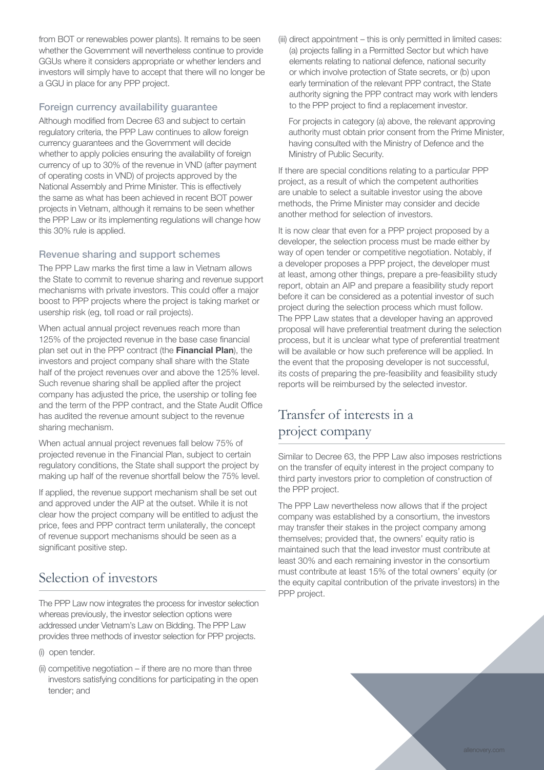from BOT or renewables power plants). It remains to be seen whether the Government will nevertheless continue to provide GGUs where it considers appropriate or whether lenders and investors will simply have to accept that there will no longer be a GGU in place for any PPP project.

### Foreign currency availability guarantee

Although modified from Decree 63 and subject to certain regulatory criteria, the PPP Law continues to allow foreign currency guarantees and the Government will decide whether to apply policies ensuring the availability of foreign currency of up to 30% of the revenue in VND (after payment of operating costs in VND) of projects approved by the National Assembly and Prime Minister. This is effectively the same as what has been achieved in recent BOT power projects in Vietnam, although it remains to be seen whether the PPP Law or its implementing regulations will change how this 30% rule is applied.

### Revenue sharing and support schemes

The PPP Law marks the first time a law in Vietnam allows the State to commit to revenue sharing and revenue support mechanisms with private investors. This could offer a major boost to PPP projects where the project is taking market or usership risk (eg, toll road or rail projects).

When actual annual project revenues reach more than 125% of the projected revenue in the base case financial plan set out in the PPP contract (the **Financial Plan**), the investors and project company shall share with the State half of the project revenues over and above the 125% level. Such revenue sharing shall be applied after the project company has adjusted the price, the usership or tolling fee and the term of the PPP contract, and the State Audit Office has audited the revenue amount subject to the revenue sharing mechanism.

When actual annual project revenues fall below 75% of projected revenue in the Financial Plan, subject to certain regulatory conditions, the State shall support the project by making up half of the revenue shortfall below the 75% level.

If applied, the revenue support mechanism shall be set out and approved under the AIP at the outset. While it is not clear how the project company will be entitled to adjust the price, fees and PPP contract term unilaterally, the concept of revenue support mechanisms should be seen as a significant positive step.

## Selection of investors

The PPP Law now integrates the process for investor selection whereas previously, the investor selection options were addressed under Vietnam's Law on Bidding. The PPP Law provides three methods of investor selection for PPP projects.

(i) open tender.

(ii) competitive negotiation – if there are no more than three investors satisfying conditions for participating in the open tender; and

(iii) direct appointment – this is only permitted in limited cases: (a) projects falling in a Permitted Sector but which have elements relating to national defence, national security or which involve protection of State secrets, or (b) upon early termination of the relevant PPP contract, the State authority signing the PPP contract may work with lenders to the PPP project to find a replacement investor.

For projects in category (a) above, the relevant approving authority must obtain prior consent from the Prime Minister, having consulted with the Ministry of Defence and the Ministry of Public Security.

If there are special conditions relating to a particular PPP project, as a result of which the competent authorities are unable to select a suitable investor using the above methods, the Prime Minister may consider and decide another method for selection of investors.

It is now clear that even for a PPP project proposed by a developer, the selection process must be made either by way of open tender or competitive negotiation. Notably, if a developer proposes a PPP project, the developer must at least, among other things, prepare a pre-feasibility study report, obtain an AIP and prepare a feasibility study report before it can be considered as a potential investor of such project during the selection process which must follow. The PPP Law states that a developer having an approved proposal will have preferential treatment during the selection process, but it is unclear what type of preferential treatment will be available or how such preference will be applied. In the event that the proposing developer is not successful, its costs of preparing the pre-feasibility and feasibility study reports will be reimbursed by the selected investor.

## Transfer of interests in a project company

Similar to Decree 63, the PPP Law also imposes restrictions on the transfer of equity interest in the project company to third party investors prior to completion of construction of the PPP project.

The PPP Law nevertheless now allows that if the project company was established by a consortium, the investors may transfer their stakes in the project company among themselves; provided that, the owners' equity ratio is maintained such that the lead investor must contribute at least 30% and each remaining investor in the consortium must contribute at least 15% of the total owners' equity (or the equity capital contribution of the private investors) in the PPP project.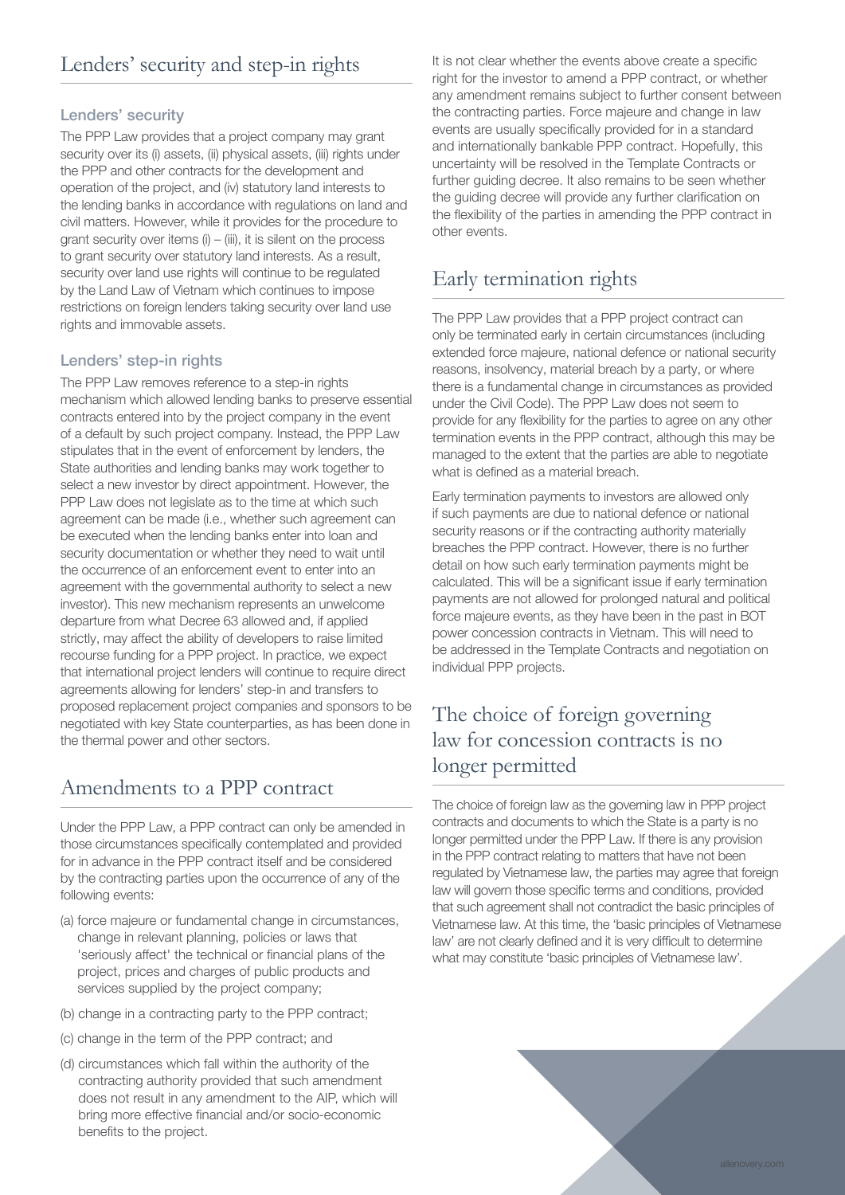## Lenders' security and step-in rights

### Lenders' security

The PPP Law provides that a project company may grant security over its (i) assets, (ii) physical assets, (iii) rights under the PPP and other contracts for the development and operation of the project, and (iv) statutory land interests to the lending banks in accordance with regulations on land and civil matters. However, while it provides for the procedure to grant security over items (i) – (iii), it is silent on the process to grant security over statutory land interests. As a result, security over land use rights will continue to be regulated by the Land Law of Vietnam which continues to impose restrictions on foreign lenders taking security over land use rights and immovable assets.

### Lenders' step-in rights

The PPP Law removes reference to a step-in rights mechanism which allowed lending banks to preserve essential contracts entered into by the project company in the event of a default by such project company. Instead, the PPP Law stipulates that in the event of enforcement by lenders, the State authorities and lending banks may work together to select a new investor by direct appointment. However, the PPP Law does not legislate as to the time at which such agreement can be made (i.e., whether such agreement can be executed when the lending banks enter into loan and security documentation or whether they need to wait until the occurrence of an enforcement event to enter into an agreement with the governmental authority to select a new investor). This new mechanism represents an unwelcome departure from what Decree 63 allowed and, if applied strictly, may affect the ability of developers to raise limited recourse funding for a PPP project. In practice, we expect that international project lenders will continue to require direct agreements allowing for lenders' step-in and transfers to proposed replacement project companies and sponsors to be negotiated with key State counterparties, as has been done in the thermal power and other sectors.

## Amendments to a PPP contract

Under the PPP Law, a PPP contract can only be amended in those circumstances specifically contemplated and provided for in advance in the PPP contract itself and be considered by the contracting parties upon the occurrence of any of the following events:

(a) force majeure or fundamental change in circumstances, change in relevant planning, policies or laws that 'seriously affect' the technical or financial plans of the project, prices and charges of public products and services supplied by the project company;

(b) change in a contracting party to the PPP contract;

(c) change in the term of the PPP contract; and

(d) circumstances which fall within the authority of the contracting authority provided that such amendment does not result in any amendment to the AIP, which will bring more effective financial and/or socio-economic benefits to the project.

It is not clear whether the events above create a specific right for the investor to amend a PPP contract, or whether any amendment remains subject to further consent between the contracting parties. Force majeure and change in law events are usually specifically provided for in a standard and internationally bankable PPP contract. Hopefully, this uncertainty will be resolved in the Template Contracts or further guiding decree. It also remains to be seen whether the guiding decree will provide any further clarification on the flexibility of the parties in amending the PPP contract in other events.

## Early termination rights

The PPP Law provides that a PPP project contract can only be terminated early in certain circumstances (including extended force majeure, national defence or national security reasons, insolvency, material breach by a party, or where there is a fundamental change in circumstances as provided under the Civil Code). The PPP Law does not seem to provide for any flexibility for the parties to agree on any other termination events in the PPP contract, although this may be managed to the extent that the parties are able to negotiate what is defined as a material breach.

Early termination payments to investors are allowed only if such payments are due to national defence or national security reasons or if the contracting authority materially breaches the PPP contract. However, there is no further detail on how such early termination payments might be calculated. This will be a significant issue if early termination payments are not allowed for prolonged natural and political force majeure events, as they have been in the past in BOT power concession contracts in Vietnam. This will need to be addressed in the Template Contracts and negotiation on individual PPP projects.

## The choice of foreign governing law for concession contracts is no longer permitted

The choice of foreign law as the governing law in PPP project contracts and documents to which the State is a party is no longer permitted under the PPP Law. If there is any provision in the PPP contract relating to matters that have not been regulated by Vietnamese law, the parties may agree that foreign law will govern those specific terms and conditions, provided that such agreement shall not contradict the basic principles of Vietnamese law. At this time, the 'basic principles of Vietnamese law' are not clearly defined and it is very difficult to determine what may constitute 'basic principles of Vietnamese law'.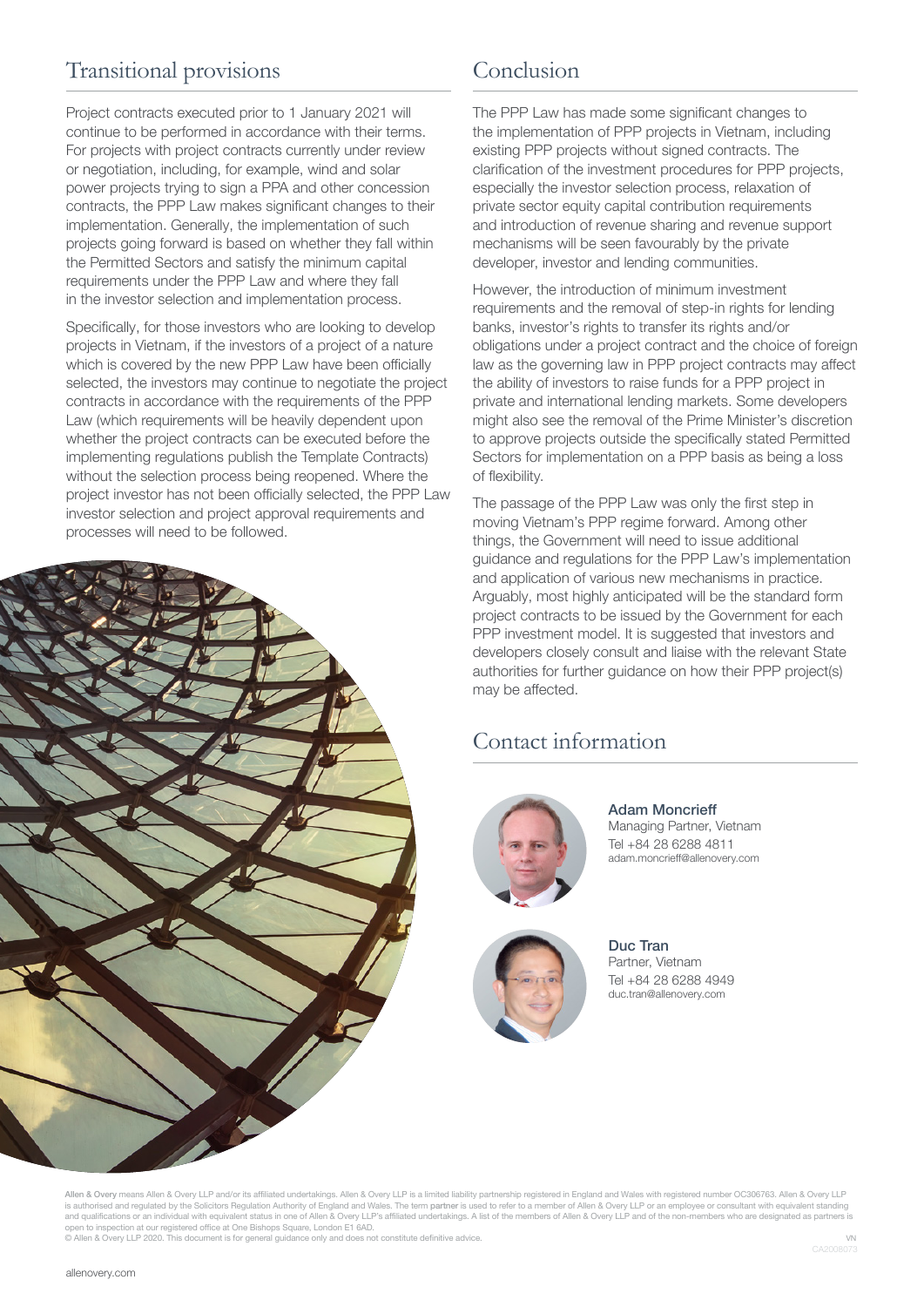## Transitional provisions

Project contracts executed prior to 1 January 2021 will continue to be performed in accordance with their terms. For projects with project contracts currently under review or negotiation, including, for example, wind and solar power projects trying to sign a PPA and other concession contracts, the PPP Law makes significant changes to their implementation. Generally, the implementation of such projects going forward is based on whether they fall within the Permitted Sectors and satisfy the minimum capital requirements under the PPP Law and where they fall in the investor selection and implementation process.

Specifically, for those investors who are looking to develop projects in Vietnam, if the investors of a project of a nature which is covered by the new PPP Law have been officially selected, the investors may continue to negotiate the project contracts in accordance with the requirements of the PPP Law (which requirements will be heavily dependent upon whether the project contracts can be executed before the implementing regulations publish the Template Contracts) without the selection process being reopened. Where the project investor has not been officially selected, the PPP Law investor selection and project approval requirements and processes will need to be followed.

## Conclusion

The PPP Law has made some significant changes to the implementation of PPP projects in Vietnam, including existing PPP projects without signed contracts. The clarification of the investment procedures for PPP projects, especially the investor selection process, relaxation of private sector equity capital contribution requirements and introduction of revenue sharing and revenue support mechanisms will be seen favourably by the private developer, investor and lending communities.

However, the introduction of minimum investment requirements and the removal of step-in rights for lending banks, investor's rights to transfer its rights and/or obligations under a project contract and the choice of foreign law as the governing law in PPP project contracts may affect the ability of investors to raise funds for a PPP project in private and international lending markets. Some developers might also see the removal of the Prime Minister's discretion to approve projects outside the specifically stated Permitted Sectors for implementation on a PPP basis as being a loss of flexibility.

The passage of the PPP Law was only the first step in moving Vietnam's PPP regime forward. Among other things, the Government will need to issue additional guidance and regulations for the PPP Law's implementation and application of various new mechanisms in practice. Arguably, most highly anticipated will be the standard form project contracts to be issued by the Government for each PPP investment model. It is suggested that investors and developers closely consult and liaise with the relevant State authorities for further guidance on how their PPP project(s) may be affected.

## Contact information

**Adam Moncrieff**
Managing Partner, Vietnam
Tel +84 28 6288 4811
adam.moncrieff@allenovery.com

**Duc Tran**
Partner, Vietnam
Tel +84 28 6288 4949
duc.tran@allenovery.com

**Allen & Overy** means Allen & Overy LLP and/or its affiliated undertakings. Allen & Overy LLP is a limited liability partnership registered in England and Wales with registered number OC306763. Allen & Overy LLP is authorised and regulated by the Solicitors Regulation Authority of England and Wales. The term **partner** is used to refer to a member of Allen & Overy LLP or an employee or consultant with equivalent standing and qualifications or an individual with equivalent status in one of Allen & Overy LLP's affiliated undertakings. A list of the members of Allen & Overy LLP and of the non-members who are designated as partners is open to inspection at our registered office at One Bishops Square, London E1 6AD.
© Allen & Overy LLP 2020. This document is for general guidance only and does not constitute definitive advice.

VN
CA2008073

allenovery.com